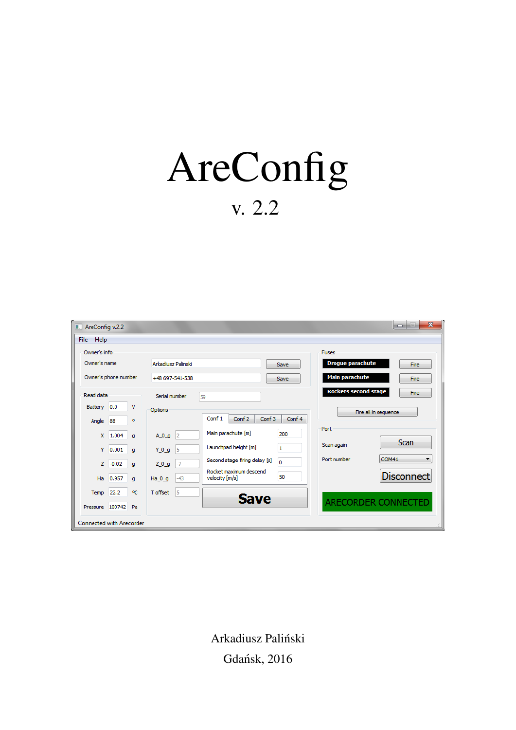# AreConfig

v. 2.2

Arkadiusz Paliński

Gdańsk, 2016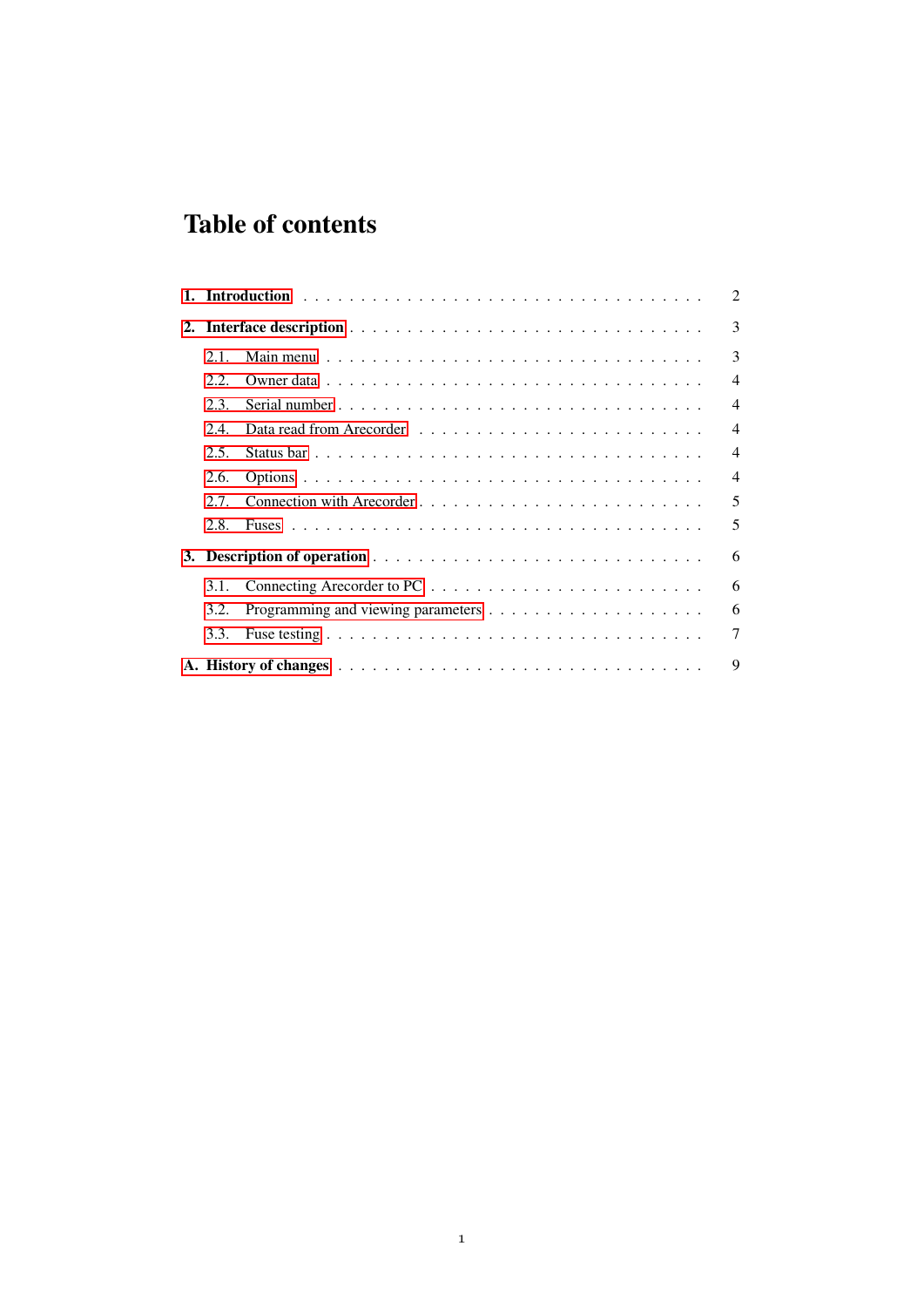# Table of contents

| | |
|---|---|
| **1. Introduction** | 2 |
| **2. Interface description** | 3 |
| 2.1. Main menu | 3 |
| 2.2. Owner data | 4 |
| 2.3. Serial number | 4 |
| 2.4. Data read from Arecorder | 4 |
| 2.5. Status bar | 4 |
| 2.6. Options | 4 |
| 2.7. Connection with Arecorder | 5 |
| 2.8. Fuses | 5 |
| **3. Description of operation** | 6 |
| 3.1. Connecting Arecorder to PC | 6 |
| 3.2. Programming and viewing parameters | 6 |
| 3.3. Fuse testing | 7 |
| **A. History of changes** | 9 |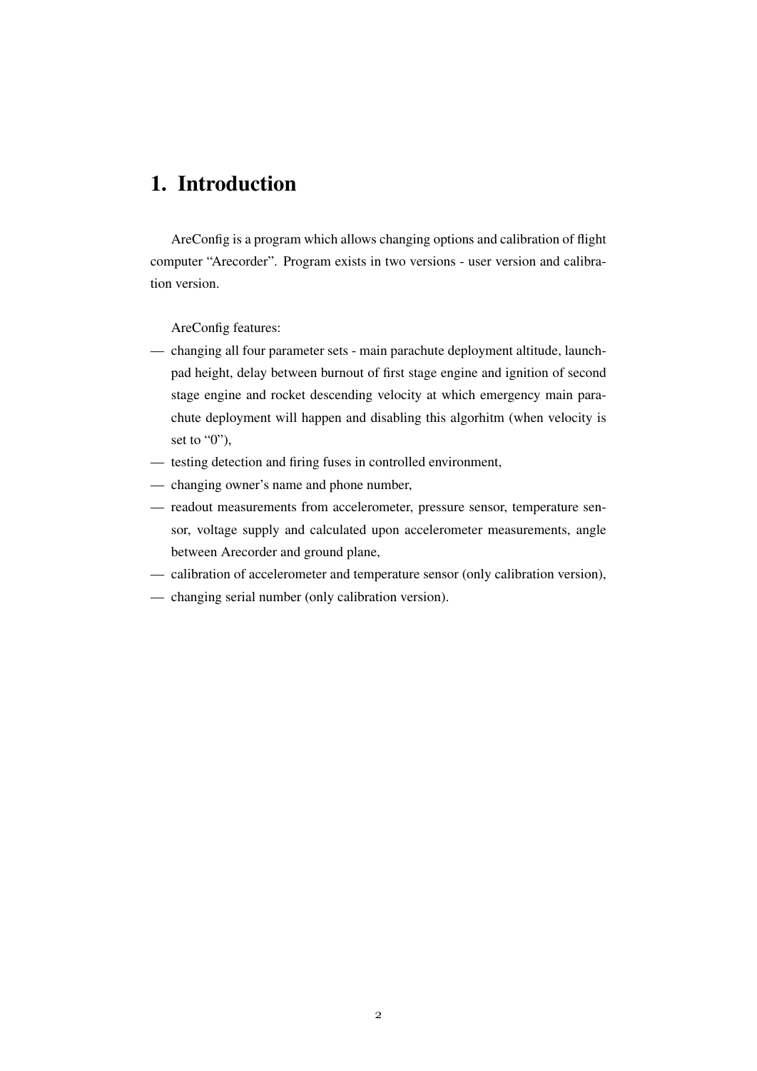# 1. Introduction

AreConfig is a program which allows changing options and calibration of flight computer "Arecorder". Program exists in two versions - user version and calibration version.

AreConfig features:

- changing all four parameter sets - main parachute deployment altitude, launchpad height, delay between burnout of first stage engine and ignition of second stage engine and rocket descending velocity at which emergency main parachute deployment will happen and disabling this algorhitm (when velocity is set to "0"),
- testing detection and firing fuses in controlled environment,
- changing owner's name and phone number,
- readout measurements from accelerometer, pressure sensor, temperature sensor, voltage supply and calculated upon accelerometer measurements, angle between Arecorder and ground plane,
- calibration of accelerometer and temperature sensor (only calibration version),
- changing serial number (only calibration version).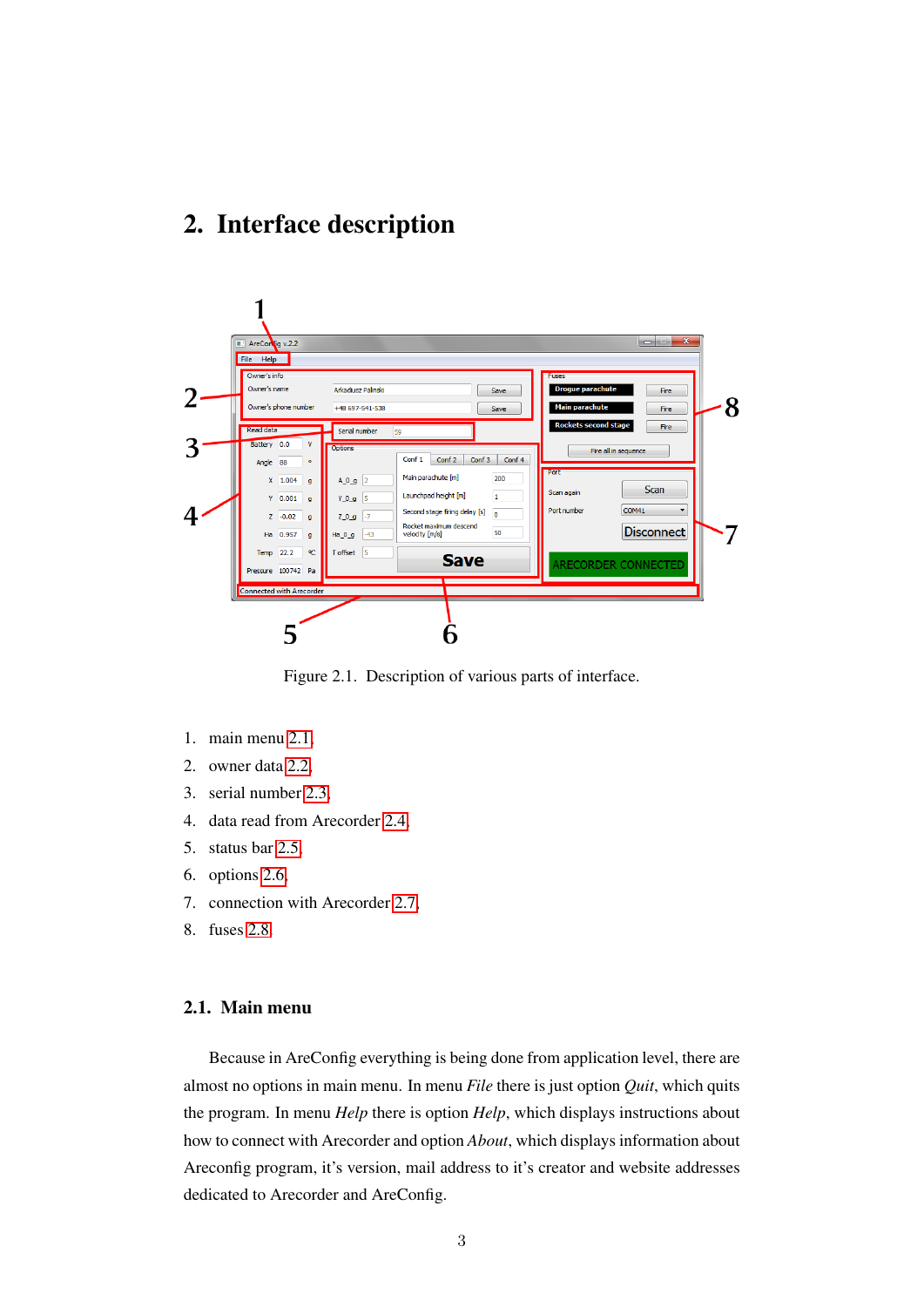## 2. Interface description

Figure 2.1. Description of various parts of interface.

1. main menu 2.1
2. owner data 2.2
3. serial number 2.3
4. data read from Arecorder 2.4
5. status bar 2.5
6. options 2.6
7. connection with Arecorder 2.7
8. fuses 2.8

### 2.1. Main menu

Because in AreConfig everything is being done from application level, there are almost no options in main menu. In menu *File* there is just option *Quit*, which quits the program. In menu *Help* there is option *Help*, which displays instructions about how to connect with Arecorder and option *About*, which displays information about Areconfig program, it's version, mail address to it's creator and website addresses dedicated to Arecorder and AreConfig.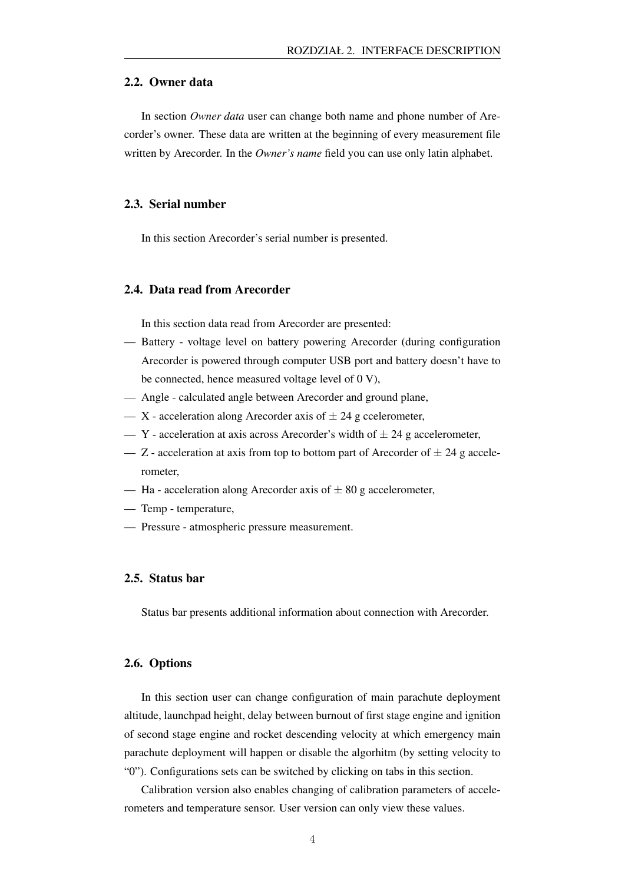## 2.2. Owner data

In section *Owner data* user can change both name and phone number of Arecorder's owner. These data are written at the beginning of every measurement file written by Arecorder. In the *Owner's name* field you can use only latin alphabet.

## 2.3. Serial number

In this section Arecorder's serial number is presented.

## 2.4. Data read from Arecorder

In this section data read from Arecorder are presented:

- Battery - voltage level on battery powering Arecorder (during configuration Arecorder is powered through computer USB port and battery doesn't have to be connected, hence measured voltage level of 0 V),
- Angle - calculated angle between Arecorder and ground plane,
- X - acceleration along Arecorder axis of $\pm$ 24 g ccelerometer,
- Y - acceleration at axis across Arecorder's width of $\pm$ 24 g accelerometer,
- Z - acceleration at axis from top to bottom part of Arecorder of $\pm$ 24 g accelerometer,
- Ha - acceleration along Arecorder axis of $\pm$ 80 g accelerometer,
- Temp - temperature,
- Pressure - atmospheric pressure measurement.

## 2.5. Status bar

Status bar presents additional information about connection with Arecorder.

## 2.6. Options

In this section user can change configuration of main parachute deployment altitude, launchpad height, delay between burnout of first stage engine and ignition of second stage engine and rocket descending velocity at which emergency main parachute deployment will happen or disable the algorhitm (by setting velocity to "0"). Configurations sets can be switched by clicking on tabs in this section.

Calibration version also enables changing of calibration parameters of accelerometers and temperature sensor. User version can only view these values.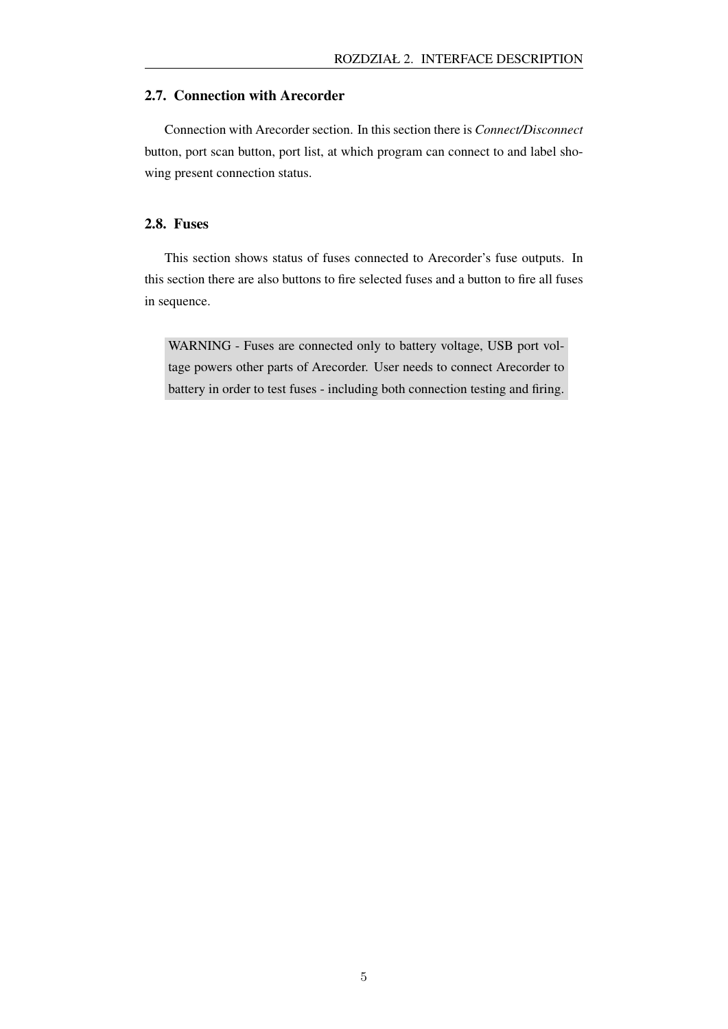## 2.7. Connection with Arecorder

Connection with Arecorder section. In this section there is *Connect/Disconnect* button, port scan button, port list, at which program can connect to and label showing present connection status.

## 2.8. Fuses

This section shows status of fuses connected to Arecorder's fuse outputs. In this section there are also buttons to fire selected fuses and a button to fire all fuses in sequence.

> WARNING - Fuses are connected only to battery voltage, USB port voltage powers other parts of Arecorder. User needs to connect Arecorder to battery in order to test fuses - including both connection testing and firing.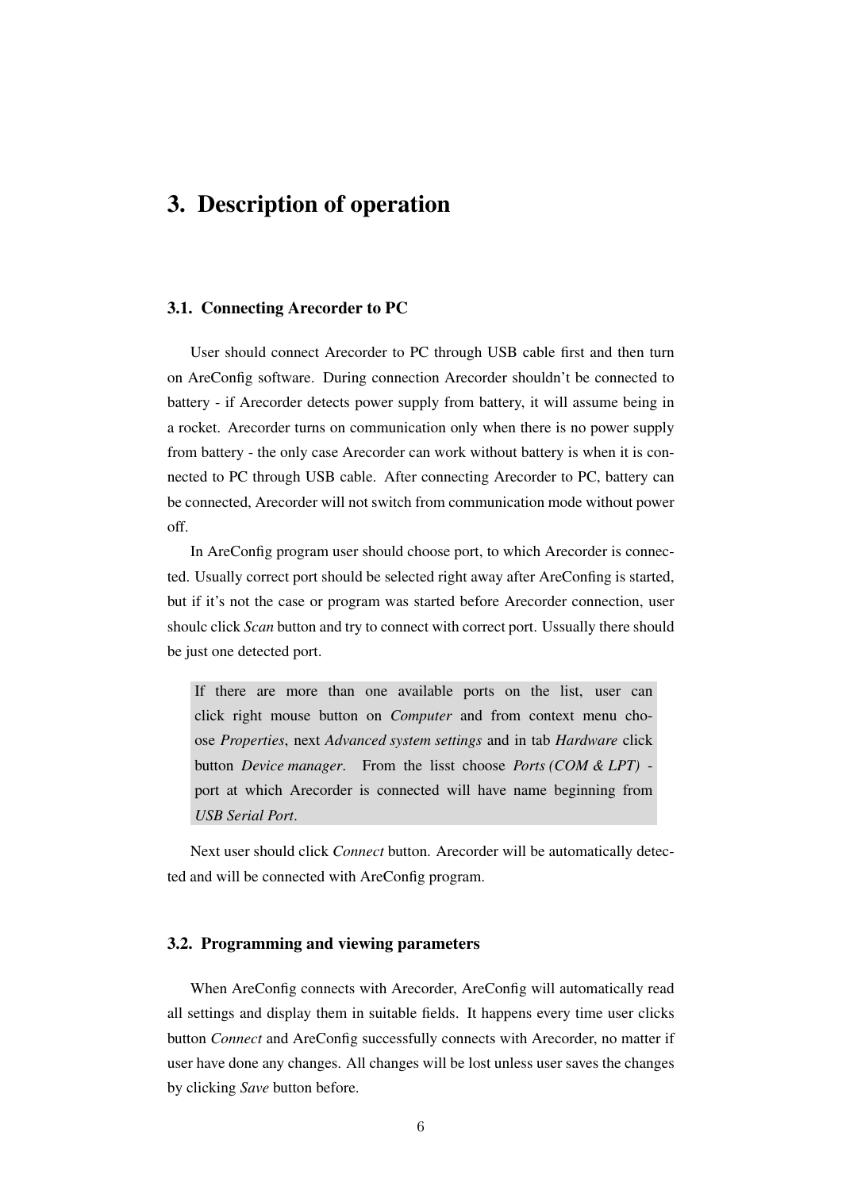# 3. Description of operation

## 3.1. Connecting Arecorder to PC

User should connect Arecorder to PC through USB cable first and then turn on AreConfig software. During connection Arecorder shouldn't be connected to battery - if Arecorder detects power supply from battery, it will assume being in a rocket. Arecorder turns on communication only when there is no power supply from battery - the only case Arecorder can work without battery is when it is connected to PC through USB cable. After connecting Arecorder to PC, battery can be connected, Arecorder will not switch from communication mode without power off.

In AreConfig program user should choose port, to which Arecorder is connected. Usually correct port should be selected right away after AreConfing is started, but if it's not the case or program was started before Arecorder connection, user shoulc click *Scan* button and try to connect with correct port. Ussually there should be just one detected port.

> If there are more than one available ports on the list, user can click right mouse button on *Computer* and from context menu choose *Properties*, next *Advanced system settings* and in tab *Hardware* click button *Device manager*. From the lisst choose *Ports (COM & LPT)* - port at which Arecorder is connected will have name beginning from *USB Serial Port*.

Next user should click *Connect* button. Arecorder will be automatically detected and will be connected with AreConfig program.

## 3.2. Programming and viewing parameters

When AreConfig connects with Arecorder, AreConfig will automatically read all settings and display them in suitable fields. It happens every time user clicks button *Connect* and AreConfig successfully connects with Arecorder, no matter if user have done any changes. All changes will be lost unless user saves the changes by clicking *Save* button before.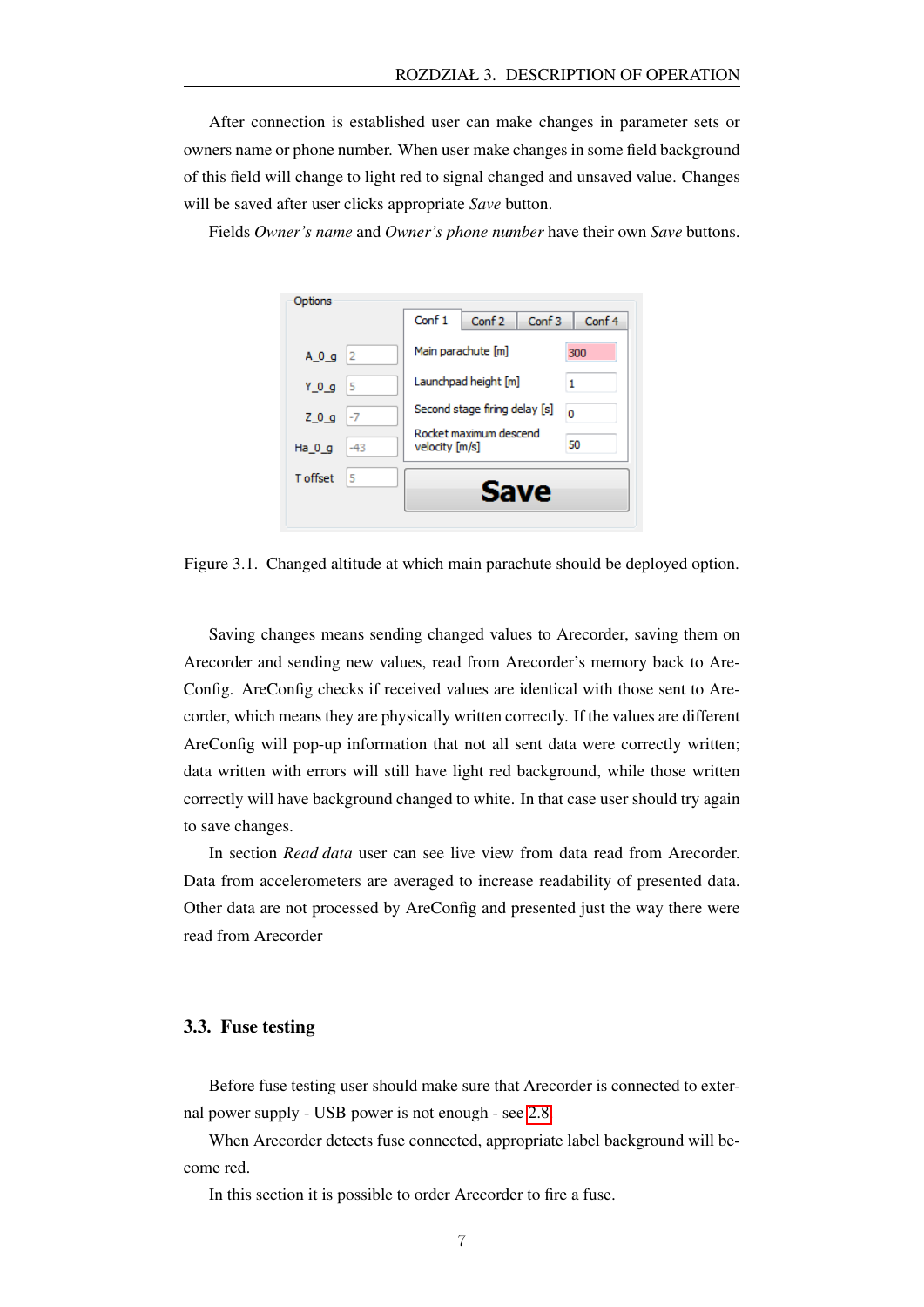After connection is established user can make changes in parameter sets or owners name or phone number. When user make changes in some field background of this field will change to light red to signal changed and unsaved value. Changes will be saved after user clicks appropriate *Save* button.

Fields *Owner's name* and *Owner's phone number* have their own *Save* buttons.

Figure 3.1. Changed altitude at which main parachute should be deployed option.

Saving changes means sending changed values to Arecorder, saving them on Arecorder and sending new values, read from Arecorder's memory back to AreConfig. AreConfig checks if received values are identical with those sent to Arecorder, which means they are physically written correctly. If the values are different AreConfig will pop-up information that not all sent data were correctly written; data written with errors will still have light red background, while those written correctly will have background changed to white. In that case user should try again to save changes.

In section *Read data* user can see live view from data read from Arecorder. Data from accelerometers are averaged to increase readability of presented data. Other data are not processed by AreConfig and presented just the way there were read from Arecorder

### 3.3. Fuse testing

Before fuse testing user should make sure that Arecorder is connected to external power supply - USB power is not enough - see 2.8

When Arecorder detects fuse connected, appropriate label background will become red.

In this section it is possible to order Arecorder to fire a fuse.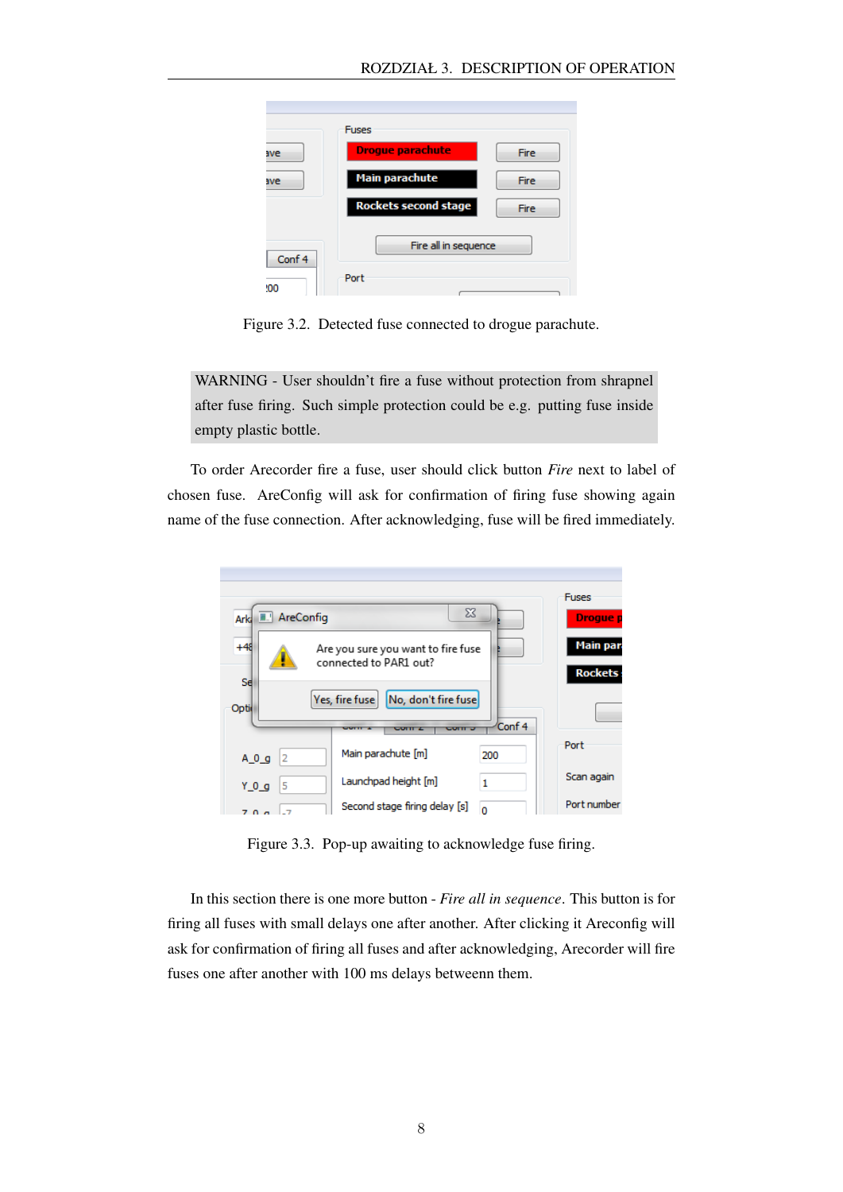Figure 3.2. Detected fuse connected to drogue parachute.

WARNING - User shouldn't fire a fuse without protection from shrapnel after fuse firing. Such simple protection could be e.g. putting fuse inside empty plastic bottle.

To order Arecorder fire a fuse, user should click button *Fire* next to label of chosen fuse. AreConfig will ask for confirmation of firing fuse showing again name of the fuse connection. After acknowledging, fuse will be fired immediately.

Figure 3.3. Pop-up awaiting to acknowledge fuse firing.

In this section there is one more button - *Fire all in sequence*. This button is for firing all fuses with small delays one after another. After clicking it Areconfig will ask for confirmation of firing all fuses and after acknowledging, Arecorder will fire fuses one after another with 100 ms delays betweenn them.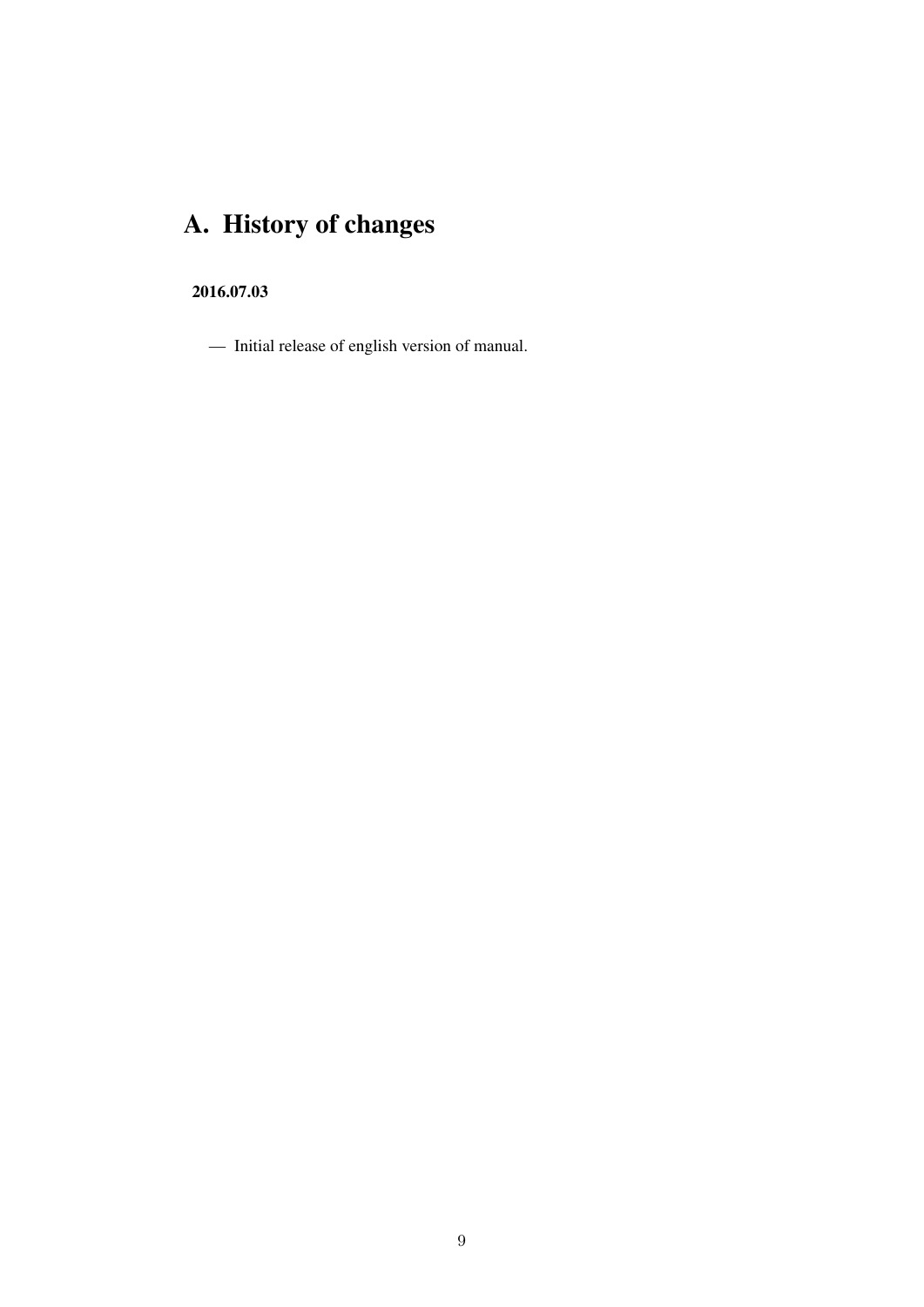# A. History of changes

**2016.07.03**

— Initial release of english version of manual.